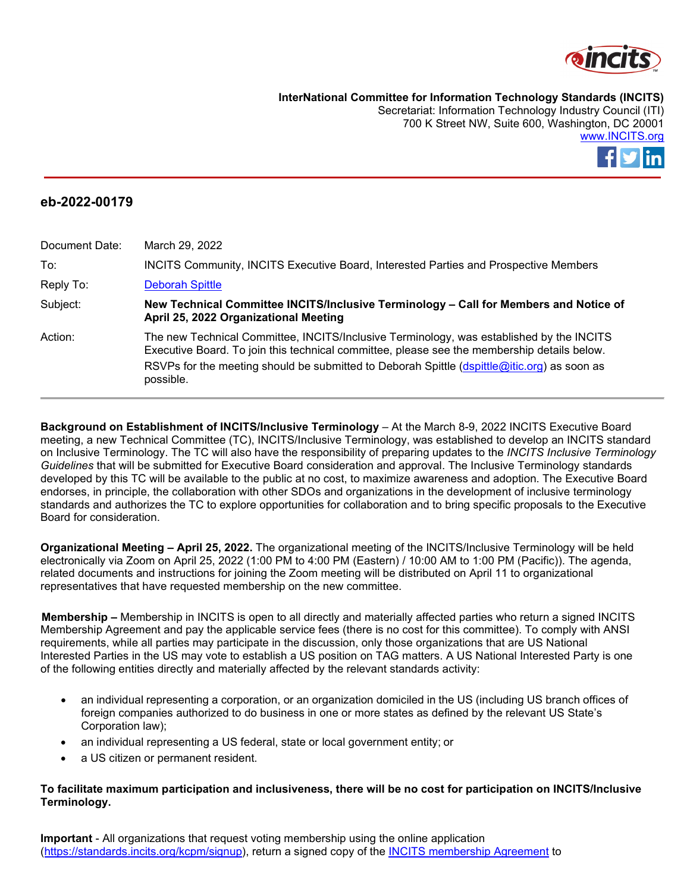**InterNational Committee for Information Technology Standards (INCITS)**
Secretariat: Information Technology Industry Council (ITI)
700 K Street NW, Suite 600, Washington, DC 20001
[www.INCITS.org](http://www.INCITS.org)

## eb-2022-00179

| | |
|---|---|
| Document Date: | March 29, 2022 |
| To: | INCITS Community, INCITS Executive Board, Interested Parties and Prospective Members |
| Reply To: | Deborah Spittle |
| Subject: | **New Technical Committee INCITS/Inclusive Terminology – Call for Members and Notice of April 25, 2022 Organizational Meeting** |
| Action: | The new Technical Committee, INCITS/Inclusive Terminology, was established by the INCITS Executive Board. To join this technical committee, please see the membership details below. RSVPs for the meeting should be submitted to Deborah Spittle (dspittle@itic.org) as soon as possible. |

**Background on Establishment of INCITS/Inclusive Terminology** – At the March 8-9, 2022 INCITS Executive Board meeting, a new Technical Committee (TC), INCITS/Inclusive Terminology, was established to develop an INCITS standard on Inclusive Terminology. The TC will also have the responsibility of preparing updates to the *INCITS Inclusive Terminology Guidelines* that will be submitted for Executive Board consideration and approval. The Inclusive Terminology standards developed by this TC will be available to the public at no cost, to maximize awareness and adoption. The Executive Board endorses, in principle, the collaboration with other SDOs and organizations in the development of inclusive terminology standards and authorizes the TC to explore opportunities for collaboration and to bring specific proposals to the Executive Board for consideration.

**Organizational Meeting – April 25, 2022.** The organizational meeting of the INCITS/Inclusive Terminology will be held electronically via Zoom on April 25, 2022 (1:00 PM to 4:00 PM (Eastern) / 10:00 AM to 1:00 PM (Pacific)). The agenda, related documents and instructions for joining the Zoom meeting will be distributed on April 11 to organizational representatives that have requested membership on the new committee.

**Membership –** Membership in INCITS is open to all directly and materially affected parties who return a signed INCITS Membership Agreement and pay the applicable service fees (there is no cost for this committee). To comply with ANSI requirements, while all parties may participate in the discussion, only those organizations that are US National Interested Parties in the US may vote to establish a US position on TAG matters. A US National Interested Party is one of the following entities directly and materially affected by the relevant standards activity:

- an individual representing a corporation, or an organization domiciled in the US (including US branch offices of foreign companies authorized to do business in one or more states as defined by the relevant US State's Corporation law);
- an individual representing a US federal, state or local government entity; or
- a US citizen or permanent resident.

**To facilitate maximum participation and inclusiveness, there will be no cost for participation on INCITS/Inclusive Terminology.**

**Important** - All organizations that request voting membership using the online application (https://standards.incits.org/kcpm/signup), return a signed copy of the INCITS membership Agreement to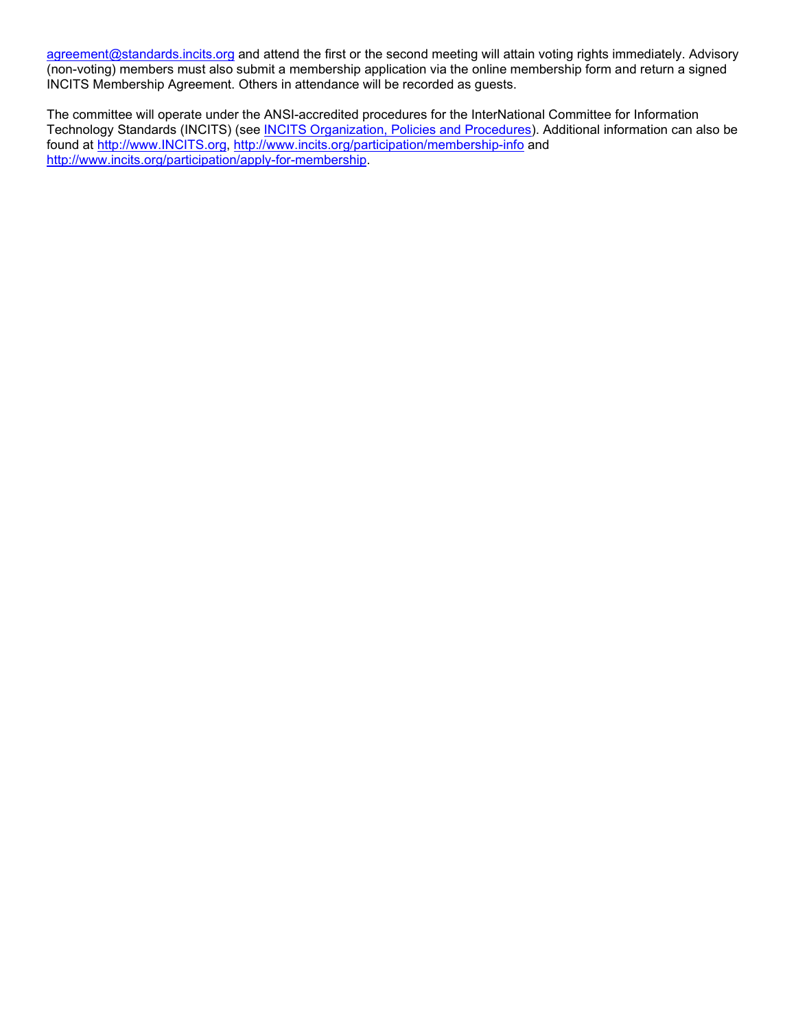agreement@standards.incits.org and attend the first or the second meeting will attain voting rights immediately. Advisory (non-voting) members must also submit a membership application via the online membership form and return a signed INCITS Membership Agreement. Others in attendance will be recorded as guests.

The committee will operate under the ANSI-accredited procedures for the InterNational Committee for Information Technology Standards (INCITS) (see INCITS Organization, Policies and Procedures). Additional information can also be found at http://www.INCITS.org, http://www.incits.org/participation/membership-info and http://www.incits.org/participation/apply-for-membership.